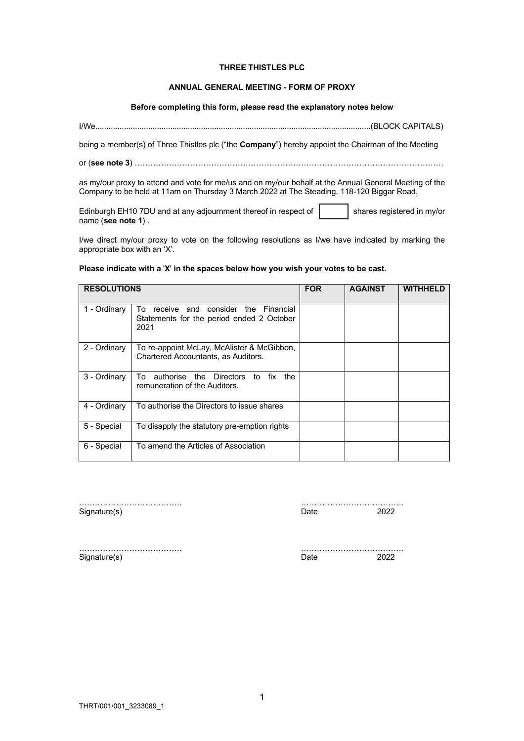**THREE THISTLES PLC**

**ANNUAL GENERAL MEETING - FORM OF PROXY**

**Before completing this form, please read the explanatory notes below**

I/We..........................................................................................................................(BLOCK CAPITALS)

being a member(s) of Three Thistles plc ("the **Company**") hereby appoint the Chairman of the Meeting

or (**see note 3**) ……………………………………………………………………………………………………

as my/our proxy to attend and vote for me/us and on my/our behalf at the Annual General Meeting of the Company to be held at 11am on Thursday 3 March 2022 at The Steading, 118-120 Biggar Road, Edinburgh EH10 7DU and at any adjournment thereof in respect of [    ] shares registered in my/or name (**see note 1**) .

I/we direct my/our proxy to vote on the following resolutions as I/we have indicated by marking the appropriate box with an 'X'.

**Please indicate with a 'X' in the spaces below how you wish your votes to be cast.**

| **RESOLUTIONS** | | **FOR** | **AGAINST** | **WITHHELD** |
|---|---|---|---|---|
| 1 - Ordinary | To receive and consider the Financial Statements for the period ended 2 October 2021 | | | |
| 2 - Ordinary | To re-appoint McLay, McAlister & McGibbon, Chartered Accountants, as Auditors. | | | |
| 3 - Ordinary | To authorise the Directors to fix the remuneration of the Auditors. | | | |
| 4 - Ordinary | To authorise the Directors to issue shares | | | |
| 5 - Special | To disapply the statutory pre-emption rights | | | |
| 6 - Special | To amend the Articles of Association | | | |

…………………………………
Signature(s)

…………………………………
Date 2022

…………………………………
Signature(s)

…………………………………
Date 2022

THRT/001/001_3233089_1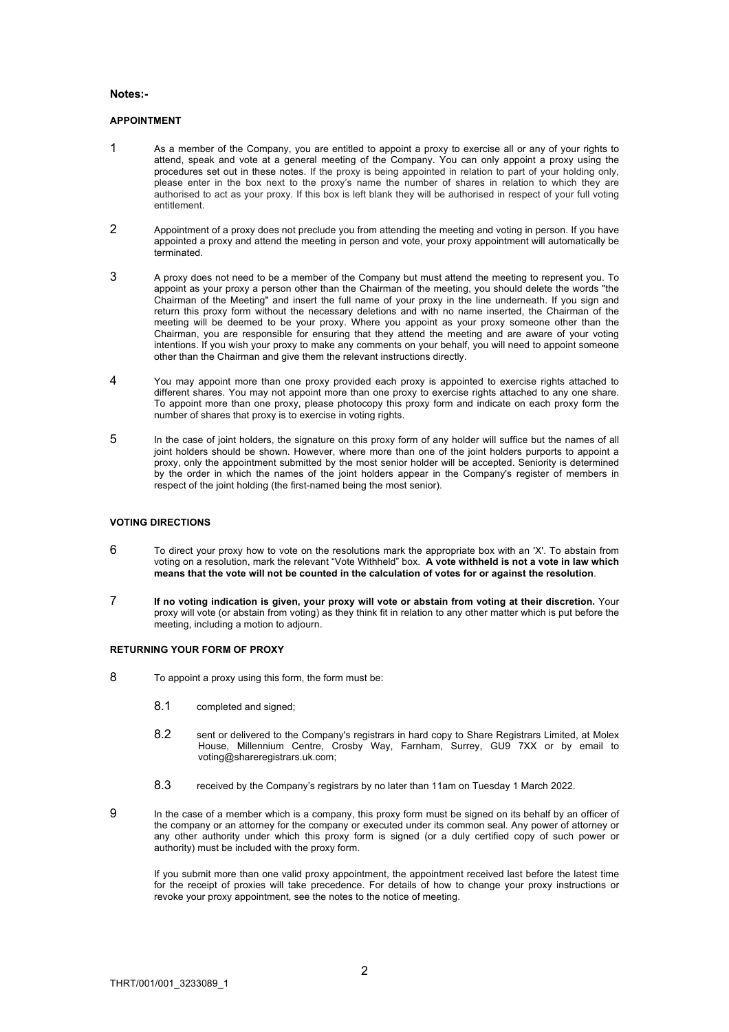**Notes:-**

**APPOINTMENT**

1. As a member of the Company, you are entitled to appoint a proxy to exercise all or any of your rights to attend, speak and vote at a general meeting of the Company. You can only appoint a proxy using the procedures set out in these notes. If the proxy is being appointed in relation to part of your holding only, please enter in the box next to the proxy's name the number of shares in relation to which they are authorised to act as your proxy. If this box is left blank they will be authorised in respect of your full voting entitlement.

2. Appointment of a proxy does not preclude you from attending the meeting and voting in person. If you have appointed a proxy and attend the meeting in person and vote, your proxy appointment will automatically be terminated.

3. A proxy does not need to be a member of the Company but must attend the meeting to represent you. To appoint as your proxy a person other than the Chairman of the meeting, you should delete the words "the Chairman of the Meeting" and insert the full name of your proxy in the line underneath. If you sign and return this proxy form without the necessary deletions and with no name inserted, the Chairman of the meeting will be deemed to be your proxy. Where you appoint as your proxy someone other than the Chairman, you are responsible for ensuring that they attend the meeting and are aware of your voting intentions. If you wish your proxy to make any comments on your behalf, you will need to appoint someone other than the Chairman and give them the relevant instructions directly.

4. You may appoint more than one proxy provided each proxy is appointed to exercise rights attached to different shares. You may not appoint more than one proxy to exercise rights attached to any one share. To appoint more than one proxy, please photocopy this proxy form and indicate on each proxy form the number of shares that proxy is to exercise in voting rights.

5. In the case of joint holders, the signature on this proxy form of any holder will suffice but the names of all joint holders should be shown. However, where more than one of the joint holders purports to appoint a proxy, only the appointment submitted by the most senior holder will be accepted. Seniority is determined by the order in which the names of the joint holders appear in the Company's register of members in respect of the joint holding (the first-named being the most senior).

**VOTING DIRECTIONS**

6. To direct your proxy how to vote on the resolutions mark the appropriate box with an 'X'. To abstain from voting on a resolution, mark the relevant "Vote Withheld" box. **A vote withheld is not a vote in law which means that the vote will not be counted in the calculation of votes for or against the resolution**.

7. **If no voting indication is given, your proxy will vote or abstain from voting at their discretion.** Your proxy will vote (or abstain from voting) as they think fit in relation to any other matter which is put before the meeting, including a motion to adjourn.

**RETURNING YOUR FORM OF PROXY**

8. To appoint a proxy using this form, the form must be:

   8.1 completed and signed;

   8.2 sent or delivered to the Company's registrars in hard copy to Share Registrars Limited, at Molex House, Millennium Centre, Crosby Way, Farnham, Surrey, GU9 7XX or by email to voting@shareregistrars.uk.com;

   8.3 received by the Company's registrars by no later than 11am on Tuesday 1 March 2022.

9. In the case of a member which is a company, this proxy form must be signed on its behalf by an officer of the company or an attorney for the company or executed under its common seal. Any power of attorney or any other authority under which this proxy form is signed (or a duly certified copy of such power or authority) must be included with the proxy form.

   If you submit more than one valid proxy appointment, the appointment received last before the latest time for the receipt of proxies will take precedence. For details of how to change your proxy instructions or revoke your proxy appointment, see the notes to the notice of meeting.

THRT/001/001_3233089_1